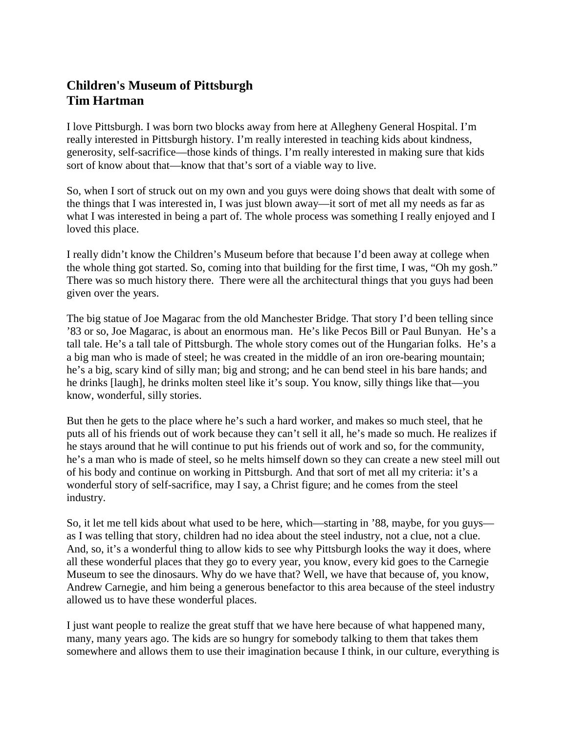# Children's Museum of Pittsburgh
# Tim Hartman

I love Pittsburgh. I was born two blocks away from here at Allegheny General Hospital. I'm really interested in Pittsburgh history. I'm really interested in teaching kids about kindness, generosity, self-sacrifice—those kinds of things. I'm really interested in making sure that kids sort of know about that—know that that's sort of a viable way to live.

So, when I sort of struck out on my own and you guys were doing shows that dealt with some of the things that I was interested in, I was just blown away—it sort of met all my needs as far as what I was interested in being a part of. The whole process was something I really enjoyed and I loved this place.

I really didn't know the Children's Museum before that because I'd been away at college when the whole thing got started. So, coming into that building for the first time, I was, "Oh my gosh." There was so much history there. There were all the architectural things that you guys had been given over the years.

The big statue of Joe Magarac from the old Manchester Bridge. That story I'd been telling since '83 or so, Joe Magarac, is about an enormous man. He's like Pecos Bill or Paul Bunyan. He's a tall tale. He's a tall tale of Pittsburgh. The whole story comes out of the Hungarian folks. He's a a big man who is made of steel; he was created in the middle of an iron ore-bearing mountain; he's a big, scary kind of silly man; big and strong; and he can bend steel in his bare hands; and he drinks [laugh], he drinks molten steel like it's soup. You know, silly things like that—you know, wonderful, silly stories.

But then he gets to the place where he's such a hard worker, and makes so much steel, that he puts all of his friends out of work because they can't sell it all, he's made so much. He realizes if he stays around that he will continue to put his friends out of work and so, for the community, he's a man who is made of steel, so he melts himself down so they can create a new steel mill out of his body and continue on working in Pittsburgh. And that sort of met all my criteria: it's a wonderful story of self-sacrifice, may I say, a Christ figure; and he comes from the steel industry.

So, it let me tell kids about what used to be here, which—starting in '88, maybe, for you guys—as I was telling that story, children had no idea about the steel industry, not a clue, not a clue. And, so, it's a wonderful thing to allow kids to see why Pittsburgh looks the way it does, where all these wonderful places that they go to every year, you know, every kid goes to the Carnegie Museum to see the dinosaurs. Why do we have that? Well, we have that because of, you know, Andrew Carnegie, and him being a generous benefactor to this area because of the steel industry allowed us to have these wonderful places.

I just want people to realize the great stuff that we have here because of what happened many, many, many years ago. The kids are so hungry for somebody talking to them that takes them somewhere and allows them to use their imagination because I think, in our culture, everything is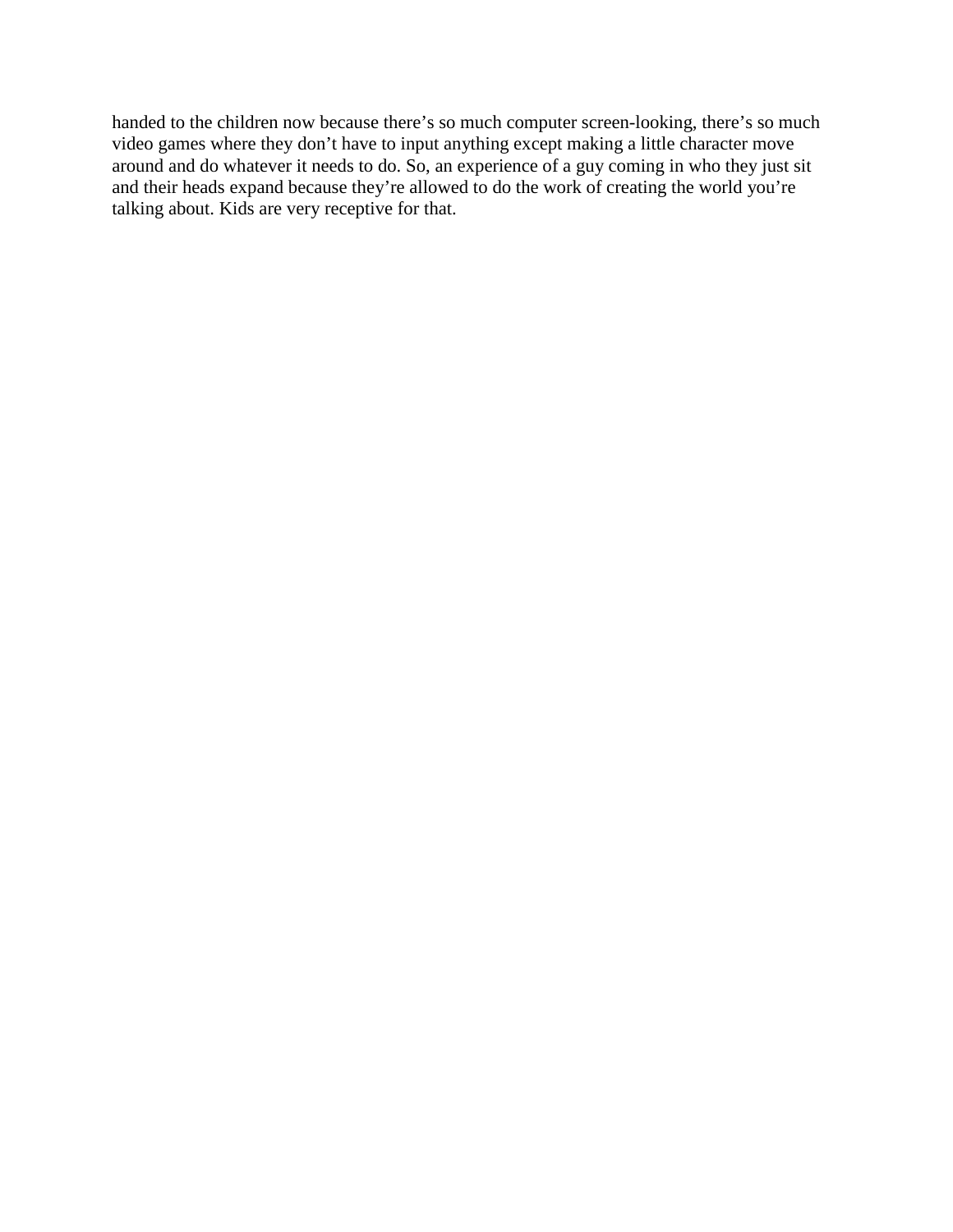handed to the children now because there's so much computer screen-looking, there's so much video games where they don't have to input anything except making a little character move around and do whatever it needs to do. So, an experience of a guy coming in who they just sit and their heads expand because they're allowed to do the work of creating the world you're talking about. Kids are very receptive for that.